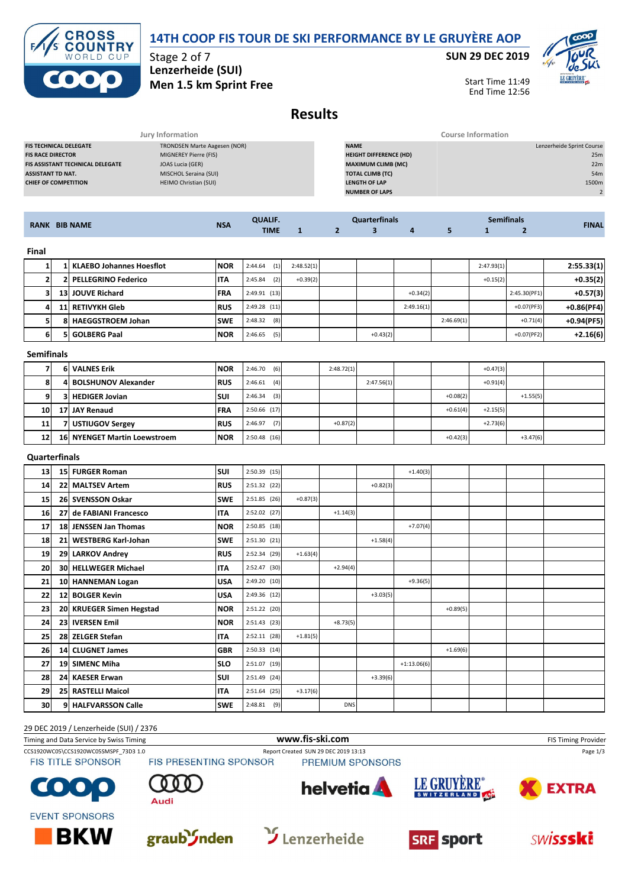# 14TH COOP FIS TOUR DE SKI PERFORMANCE BY LE GRUYÈRE AOP

Stage 2 of 7
**Lenzerheide (SUI)**
**Men 1.5 km Sprint Free**

**SUN 29 DEC 2019**

Start Time 11:49
End Time 12:56

## Results

| Jury Information | |
|---|---|
| FIS TECHNICAL DELEGATE | TRONDSEN Marte Aagesen (NOR) |
| FIS RACE DIRECTOR | MIGNEREY Pierre (FIS) |
| FIS ASSISTANT TECHNICAL DELEGATE | JOAS Lucia (GER) |
| ASSISTANT TD NAT. | MISCHOL Seraina (SUI) |
| CHIEF OF COMPETITION | HEIMO Christian (SUI) |

| Course Information | |
|---|---|
| NAME | Lenzerheide Sprint Course |
| HEIGHT DIFFERENCE (HD) | 25m |
| MAXIMUM CLIMB (MC) | 22m |
| TOTAL CLIMB (TC) | 54m |
| LENGTH OF LAP | 1500m |
| NUMBER OF LAPS | 2 |

| RANK | BIB | NAME | NSA | QUALIF. TIME | Quarterfinals 1 | 2 | 3 | 4 | 5 | Semifinals 1 | 2 | FINAL |
|---|---|---|---|---|---|---|---|---|---|---|---|---|
| **Final** | | | | | | | | | | | | |
| 1 | 1 | KLAEBO Johannes Hoesflot | NOR | 2:44.64 (1) | 2:48.52(1) | | | | | 2:47.93(1) | | 2:55.33(1) |
| 2 | 2 | PELLEGRINO Federico | ITA | 2:45.84 (2) | +0.39(2) | | | | | +0.15(2) | | +0.35(2) |
| 3 | 13 | JOUVE Richard | FRA | 2:49.91 (13) | | | | +0.34(2) | | | 2:45.30(PF1) | +0.57(3) |
| 4 | 11 | RETIVYKH Gleb | RUS | 2:49.28 (11) | | | | 2:49.16(1) | | | +0.07(PF3) | +0.86(PF4) |
| 5 | 8 | HAEGGSTROEM Johan | SWE | 2:48.32 (8) | | | | | 2:46.69(1) | | +0.71(4) | +0.94(PF5) |
| 6 | 5 | GOLBERG Paal | NOR | 2:46.65 (5) | | | +0.43(2) | | | | +0.07(PF2) | +2.16(6) |
| **Semifinals** | | | | | | | | | | | | |
| 7 | 6 | VALNES Erik | NOR | 2:46.70 (6) | | 2:48.72(1) | | | | +0.47(3) | | |
| 8 | 4 | BOLSHUNOV Alexander | RUS | 2:46.61 (4) | | | 2:47.56(1) | | | +0.91(4) | | |
| 9 | 3 | HEDIGER Jovian | SUI | 2:46.34 (3) | | | | | +0.08(2) | | +1.55(5) | |
| 10 | 17 | JAY Renaud | FRA | 2:50.66 (17) | | | | | +0.61(4) | +2.15(5) | | |
| 11 | 7 | USTIUGOV Sergey | RUS | 2:46.97 (7) | | +0.87(2) | | | | +2.73(6) | | |
| 12 | 16 | NYENGET Martin Loewstroem | NOR | 2:50.48 (16) | | | | | +0.42(3) | | +3.47(6) | |
| **Quarterfinals** | | | | | | | | | | | | |
| 13 | 15 | FURGER Roman | SUI | 2:50.39 (15) | | | | +1.40(3) | | | | |
| 14 | 22 | MALTSEV Artem | RUS | 2:51.32 (22) | | | +0.82(3) | | | | | |
| 15 | 26 | SVENSSON Oskar | SWE | 2:51.85 (26) | +0.87(3) | | | | | | | |
| 16 | 27 | de FABIANI Francesco | ITA | 2:52.02 (27) | | +1.14(3) | | | | | | |
| 17 | 18 | JENSSEN Jan Thomas | NOR | 2:50.85 (18) | | | | +7.07(4) | | | | |
| 18 | 21 | WESTBERG Karl-Johan | SWE | 2:51.30 (21) | | | +1.58(4) | | | | | |
| 19 | 29 | LARKOV Andrey | RUS | 2:52.34 (29) | +1.63(4) | | | | | | | |
| 20 | 30 | HELLWEGER Michael | ITA | 2:52.47 (30) | | +2.94(4) | | | | | | |
| 21 | 10 | HANNEMAN Logan | USA | 2:49.20 (10) | | | | +9.36(5) | | | | |
| 22 | 12 | BOLGER Kevin | USA | 2:49.36 (12) | | | +3.03(5) | | | | | |
| 23 | 20 | KRUEGER Simen Hegstad | NOR | 2:51.22 (20) | | | | | +0.89(5) | | | |
| 24 | 23 | IVERSEN Emil | NOR | 2:51.43 (23) | | +8.73(5) | | | | | | |
| 25 | 28 | ZELGER Stefan | ITA | 2:52.11 (28) | +1.81(5) | | | | | | | |
| 26 | 14 | CLUGNET James | GBR | 2:50.33 (14) | | | | | +1.69(6) | | | |
| 27 | 19 | SIMENC Miha | SLO | 2:51.07 (19) | | | | +1:13.06(6) | | | | |
| 28 | 24 | KAESER Erwan | SUI | 2:51.49 (24) | | | +3.39(6) | | | | | |
| 29 | 25 | RASTELLI Maicol | ITA | 2:51.64 (25) | +3.17(6) | | | | | | | |
| 30 | 9 | HALFVARSSON Calle | SWE | 2:48.81 (9) | | DNS | | | | | | |

29 DEC 2019 / Lenzerheide (SUI) / 2376

Timing and Data Service by Swiss Timing — www.fis-ski.com — FIS Timing Provider

CCS1920WC05\CCS1920WC05SMSPF_73D3 1.0 — Report Created SUN 29 DEC 2019 13:13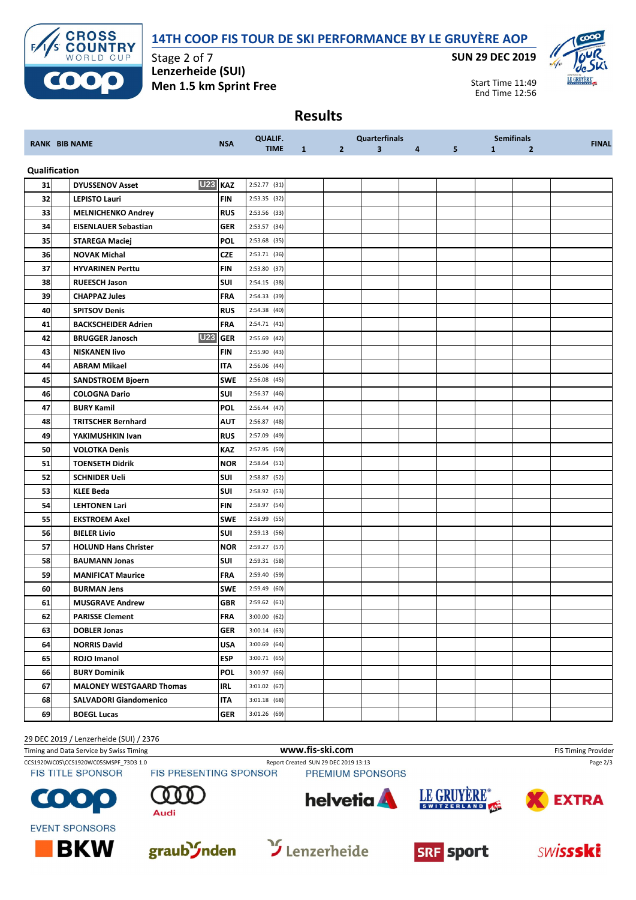# 14TH COOP FIS TOUR DE SKI PERFORMANCE BY LE GRUYÈRE AOP

Stage 2 of 7
**Lenzerheide (SUI)**
**Men 1.5 km Sprint Free**

**SUN 29 DEC 2019**

Start Time 11:49
End Time 12:56

## Results

| RANK | BIB | NAME | | NSA | QUALIF. TIME | Quarterfinals 1 | 2 | 3 | 4 | 5 | Semifinals 1 | 2 | FINAL |
|---|---|---|---|---|---|---|---|---|---|---|---|---|---|
| **Qualification** | | | | | | | | | | | | | |
| 31 | | DYUSSENOV Asset | U23 | KAZ | 2:52.77 (31) | | | | | | | | |
| 32 | | LEPISTO Lauri | | FIN | 2:53.35 (32) | | | | | | | | |
| 33 | | MELNICHENKO Andrey | | RUS | 2:53.56 (33) | | | | | | | | |
| 34 | | EISENLAUER Sebastian | | GER | 2:53.57 (34) | | | | | | | | |
| 35 | | STAREGA Maciej | | POL | 2:53.68 (35) | | | | | | | | |
| 36 | | NOVAK Michal | | CZE | 2:53.71 (36) | | | | | | | | |
| 37 | | HYVARINEN Perttu | | FIN | 2:53.80 (37) | | | | | | | | |
| 38 | | RUEESCH Jason | | SUI | 2:54.15 (38) | | | | | | | | |
| 39 | | CHAPPAZ Jules | | FRA | 2:54.33 (39) | | | | | | | | |
| 40 | | SPITSOV Denis | | RUS | 2:54.38 (40) | | | | | | | | |
| 41 | | BACKSCHEIDER Adrien | | FRA | 2:54.71 (41) | | | | | | | | |
| 42 | | BRUGGER Janosch | U23 | GER | 2:55.69 (42) | | | | | | | | |
| 43 | | NISKANEN Iivo | | FIN | 2:55.90 (43) | | | | | | | | |
| 44 | | ABRAM Mikael | | ITA | 2:56.06 (44) | | | | | | | | |
| 45 | | SANDSTROEM Bjoern | | SWE | 2:56.08 (45) | | | | | | | | |
| 46 | | COLOGNA Dario | | SUI | 2:56.37 (46) | | | | | | | | |
| 47 | | BURY Kamil | | POL | 2:56.44 (47) | | | | | | | | |
| 48 | | TRITSCHER Bernhard | | AUT | 2:56.87 (48) | | | | | | | | |
| 49 | | YAKIMUSHKIN Ivan | | RUS | 2:57.09 (49) | | | | | | | | |
| 50 | | VOLOTKA Denis | | KAZ | 2:57.95 (50) | | | | | | | | |
| 51 | | TOENSETH Didrik | | NOR | 2:58.64 (51) | | | | | | | | |
| 52 | | SCHNIDER Ueli | | SUI | 2:58.87 (52) | | | | | | | | |
| 53 | | KLEE Beda | | SUI | 2:58.92 (53) | | | | | | | | |
| 54 | | LEHTONEN Lari | | FIN | 2:58.97 (54) | | | | | | | | |
| 55 | | EKSTROEM Axel | | SWE | 2:58.99 (55) | | | | | | | | |
| 56 | | BIELER Livio | | SUI | 2:59.13 (56) | | | | | | | | |
| 57 | | HOLUND Hans Christer | | NOR | 2:59.27 (57) | | | | | | | | |
| 58 | | BAUMANN Jonas | | SUI | 2:59.31 (58) | | | | | | | | |
| 59 | | MANIFICAT Maurice | | FRA | 2:59.40 (59) | | | | | | | | |
| 60 | | BURMAN Jens | | SWE | 2:59.49 (60) | | | | | | | | |
| 61 | | MUSGRAVE Andrew | | GBR | 2:59.62 (61) | | | | | | | | |
| 62 | | PARISSE Clement | | FRA | 3:00.00 (62) | | | | | | | | |
| 63 | | DOBLER Jonas | | GER | 3:00.14 (63) | | | | | | | | |
| 64 | | NORRIS David | | USA | 3:00.69 (64) | | | | | | | | |
| 65 | | ROJO Imanol | | ESP | 3:00.71 (65) | | | | | | | | |
| 66 | | BURY Dominik | | POL | 3:00.97 (66) | | | | | | | | |
| 67 | | MALONEY WESTGAARD Thomas | | IRL | 3:01.02 (67) | | | | | | | | |
| 68 | | SALVADORI Giandomenico | | ITA | 3:01.18 (68) | | | | | | | | |
| 69 | | BOEGL Lucas | | GER | 3:01.26 (69) | | | | | | | | |

29 DEC 2019 / Lenzerheide (SUI) / 2376
Timing and Data Service by Swiss Timing — www.fis-ski.com — FIS Timing Provider
CCS1920WC05\CCS1920WC05SMSPF_73D3 1.0 — Report Created SUN 29 DEC 2019 13:13

FIS TITLE SPONSOR: COOP — FIS PRESENTING SPONSOR: Audi — PREMIUM SPONSORS: helvetia, LE GRUYÈRE SWITZERLAND AOP, EXTRA
EVENT SPONSORS: BKW, graubünden, Lenzerheide, SRF sport, swissski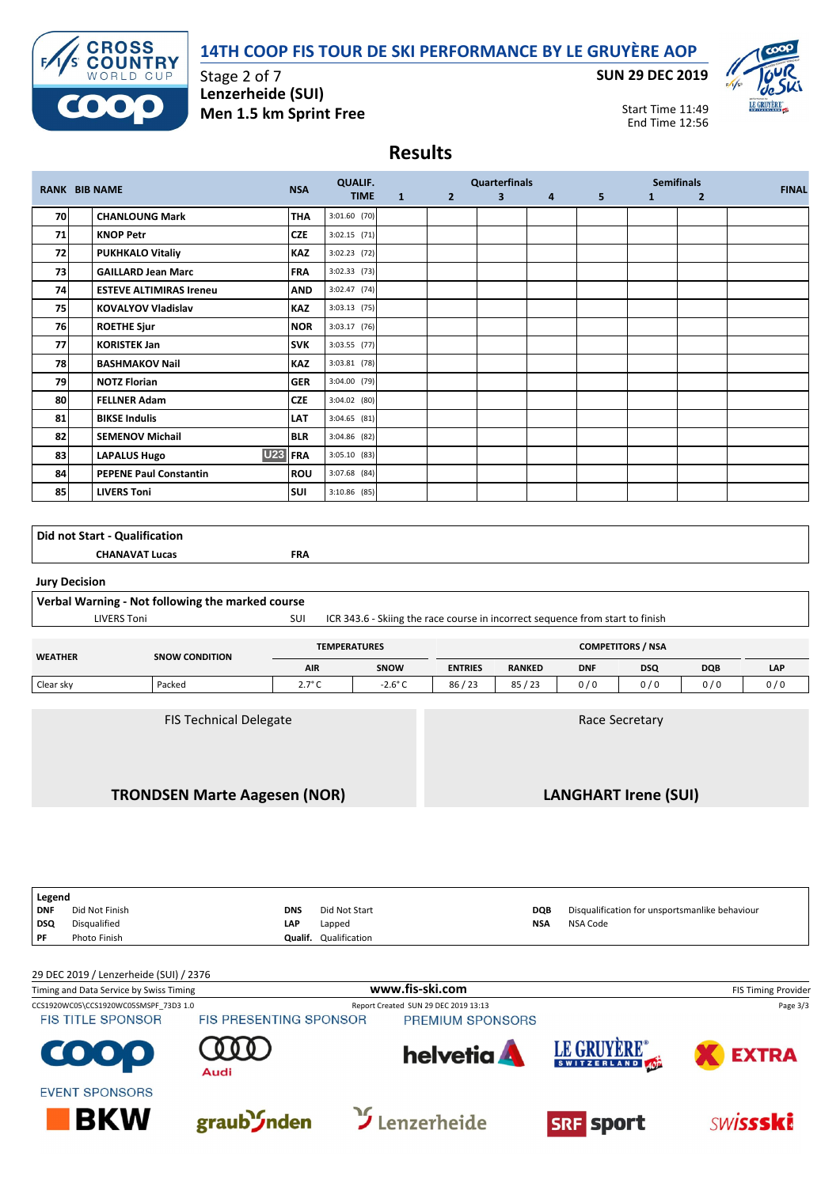# 14TH COOP FIS TOUR DE SKI PERFORMANCE BY LE GRUYÈRE AOP

Stage 2 of 7
Lenzerheide (SUI)
**Men 1.5 km Sprint Free**

**SUN 29 DEC 2019**

Start Time 11:49
End Time 12:56

## Results

| RANK | BIB | NAME | | NSA | QUALIF. TIME | Quarterfinals 1 | 2 | 3 | 4 | 5 | Semifinals 1 | 2 | FINAL |
|---|---|---|---|---|---|---|---|---|---|---|---|---|---|
| 70 | | CHANLOUNG Mark | | THA | 3:01.60 (70) | | | | | | | | |
| 71 | | KNOP Petr | | CZE | 3:02.15 (71) | | | | | | | | |
| 72 | | PUKHKALO Vitaliy | | KAZ | 3:02.23 (72) | | | | | | | | |
| 73 | | GAILLARD Jean Marc | | FRA | 3:02.33 (73) | | | | | | | | |
| 74 | | ESTEVE ALTIMIRAS Ireneu | | AND | 3:02.47 (74) | | | | | | | | |
| 75 | | KOVALYOV Vladislav | | KAZ | 3:03.13 (75) | | | | | | | | |
| 76 | | ROETHE Sjur | | NOR | 3:03.17 (76) | | | | | | | | |
| 77 | | KORISTEK Jan | | SVK | 3:03.55 (77) | | | | | | | | |
| 78 | | BASHMAKOV Nail | | KAZ | 3:03.81 (78) | | | | | | | | |
| 79 | | NOTZ Florian | | GER | 3:04.00 (79) | | | | | | | | |
| 80 | | FELLNER Adam | | CZE | 3:04.02 (80) | | | | | | | | |
| 81 | | BIKSE Indulis | | LAT | 3:04.65 (81) | | | | | | | | |
| 82 | | SEMENOV Michail | | BLR | 3:04.86 (82) | | | | | | | | |
| 83 | | LAPALUS Hugo | U23 | FRA | 3:05.10 (83) | | | | | | | | |
| 84 | | PEPENE Paul Constantin | | ROU | 3:07.68 (84) | | | | | | | | |
| 85 | | LIVERS Toni | | SUI | 3:10.86 (85) | | | | | | | | |

**Did not Start - Qualification**

| | |
|---|---|
| CHANAVAT Lucas | FRA |

**Jury Decision**

**Verbal Warning - Not following the marked course**

| | | |
|---|---|---|
| LIVERS Toni | SUI | ICR 343.6 - Skiing the race course in incorrect sequence from start to finish |

| WEATHER | SNOW CONDITION | TEMPERATURES AIR | SNOW | COMPETITORS / NSA ENTRIES | RANKED | DNF | DSQ | DQB | LAP |
|---|---|---|---|---|---|---|---|---|---|
| Clear sky | Packed | 2.7° C | -2.6° C | 86 / 23 | 85 / 23 | 0 / 0 | 0 / 0 | 0 / 0 | 0 / 0 |

FIS Technical Delegate
**TRONDSEN Marte Aagesen (NOR)**

Race Secretary
**LANGHART Irene (SUI)**

**Legend**

| | | | | | |
|---|---|---|---|---|---|
| DNF | Did Not Finish | DNS | Did Not Start | DQB | Disqualification for unsportsmanlike behaviour |
| DSQ | Disqualified | LAP | Lapped | NSA | NSA Code |
| PF | Photo Finish | Qualif. | Qualification | | |

29 DEC 2019 / Lenzerheide (SUI) / 2376
Timing and Data Service by Swiss Timing — www.fis-ski.com — FIS Timing Provider
CCS1920WC05\CCS1920WC05SMSPF_73D3 1.0 — Report Created SUN 29 DEC 2019 13:13

FIS TITLE SPONSOR: COOP — FIS PRESENTING SPONSOR: Audi — PREMIUM SPONSORS: helvetia, LE GRUYÈRE SWITZERLAND AOP, EXTRA
EVENT SPONSORS: BKW, graubünden, Lenzerheide, SRF sport, swissski